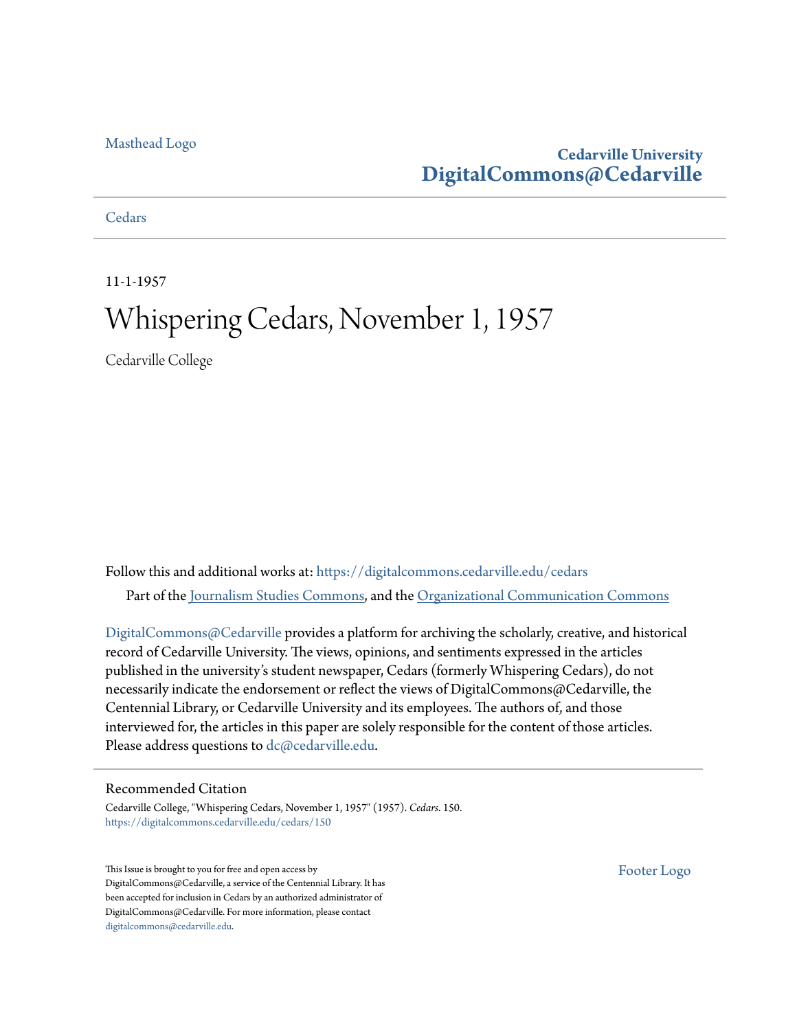Masthead Logo

**Cedarville University**
**DigitalCommons@Cedarville**

Cedars

11-1-1957

# Whispering Cedars, November 1, 1957

Cedarville College

Follow this and additional works at: https://digitalcommons.cedarville.edu/cedars

Part of the Journalism Studies Commons, and the Organizational Communication Commons

DigitalCommons@Cedarville provides a platform for archiving the scholarly, creative, and historical record of Cedarville University. The views, opinions, and sentiments expressed in the articles published in the university's student newspaper, Cedars (formerly Whispering Cedars), do not necessarily indicate the endorsement or reflect the views of DigitalCommons@Cedarville, the Centennial Library, or Cedarville University and its employees. The authors of, and those interviewed for, the articles in this paper are solely responsible for the content of those articles. Please address questions to dc@cedarville.edu.

## Recommended Citation

Cedarville College, "Whispering Cedars, November 1, 1957" (1957). *Cedars*. 150.
https://digitalcommons.cedarville.edu/cedars/150

This Issue is brought to you for free and open access by DigitalCommons@Cedarville, a service of the Centennial Library. It has been accepted for inclusion in Cedars by an authorized administrator of DigitalCommons@Cedarville. For more information, please contact digitalcommons@cedarville.edu.

Footer Logo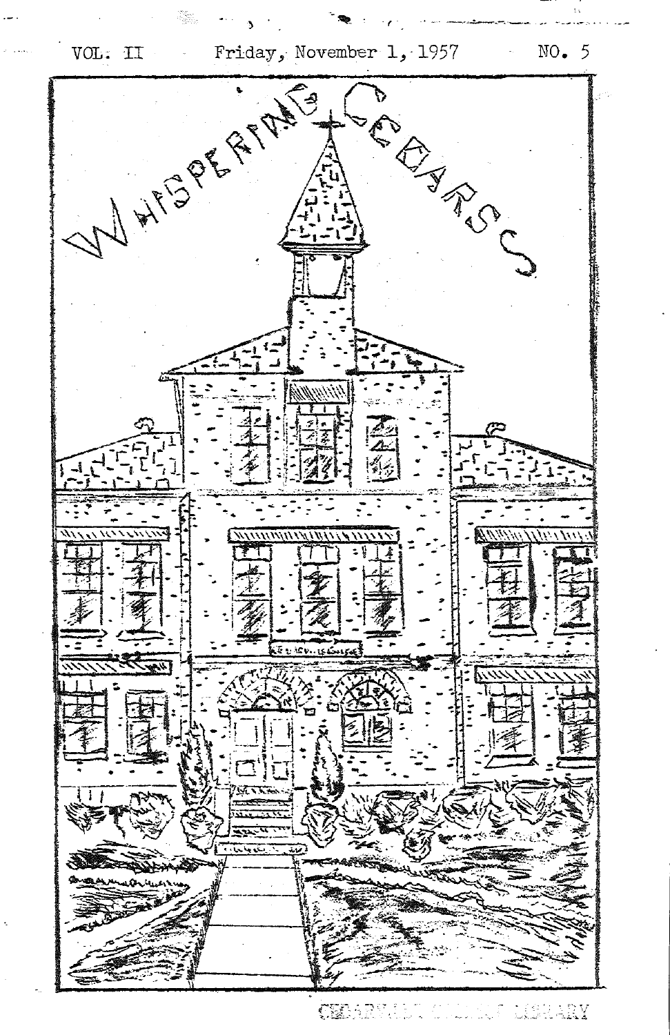VOL. II Friday, November 1, 1957 NO. 5

# WHISPERING CEDARS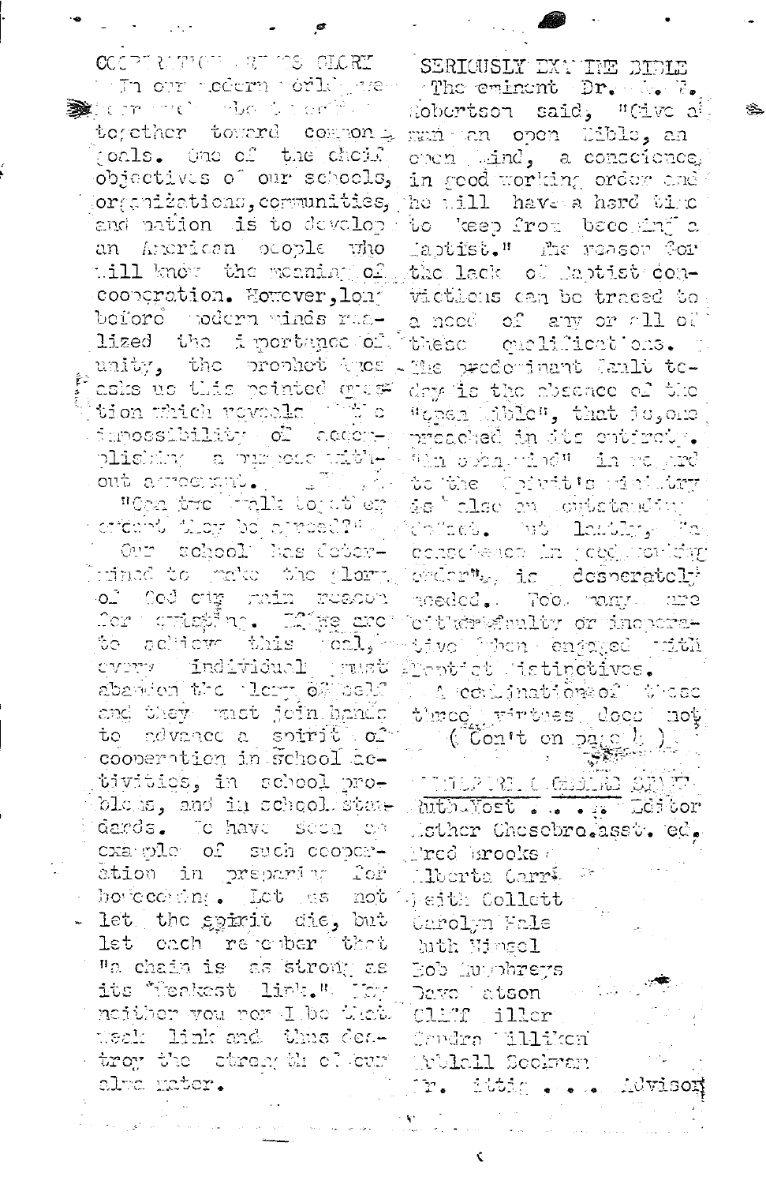## COOPERATION BRINGS GLORY

In our modern world we ... together toward common goals. One of the chief objectives of our schools, organizations, communities, and nation is to develop an American people who will know the meaning of cooperation. However, long before modern minds realized the importance of unity, the prophet Amos asks us this pointed question which reveals the impossibility of accomplishing a purpose without agreement.

"Can two walk together except they be agreed?"

Our school has determined to make the glory of God our main reason for existing. If we are to achieve this goal, every individual must abandon the glory of self and they must join hands to advance a spirit of cooperation in school activities, in school problems, and in school standards. We have seen an example of such cooperation in preparing for homecoming. Let us not let the spirit die, but let each remember that "a chain is as strong as its weakest link." May neither you nor I be that weak link and thus destroy the strength of our alma mater.

## SERIOUSLY EXAMINE BIBLE

The eminent Dr. A. T. Robertson said, "Give a man an open Bible, an open mind, a conscience in good working order and he will have a hard time to keep from becoming a Baptist." The reason for the lack of Baptist convictions can be traced to a need of any or all of these qualifications. The predominant fault today is the absence of the "open Bible", that is, one preached in its entirety. "An open mind" in regard to the Spirit's ministry is also an outstanding defect. But lastly, "a conscience in good working order", is desperately needed. Too many are either faulty or inoperative when engaged with Baptist distinctives.

A combination of these three virtues does not

(Con't on page 4)

## ... STAFF

Ruth Yost . . . . . Editor

Esther Chesebro. asst. ed.

Fred Brooks

Alberta Carr

Keith Collett

Carolyn Hale

Ruth Mingel

Bob Humphreys

Dave Watson

Cliff Miller

Sandra Milliken

Mildell Seelman

Mr. ... . . . . Advisor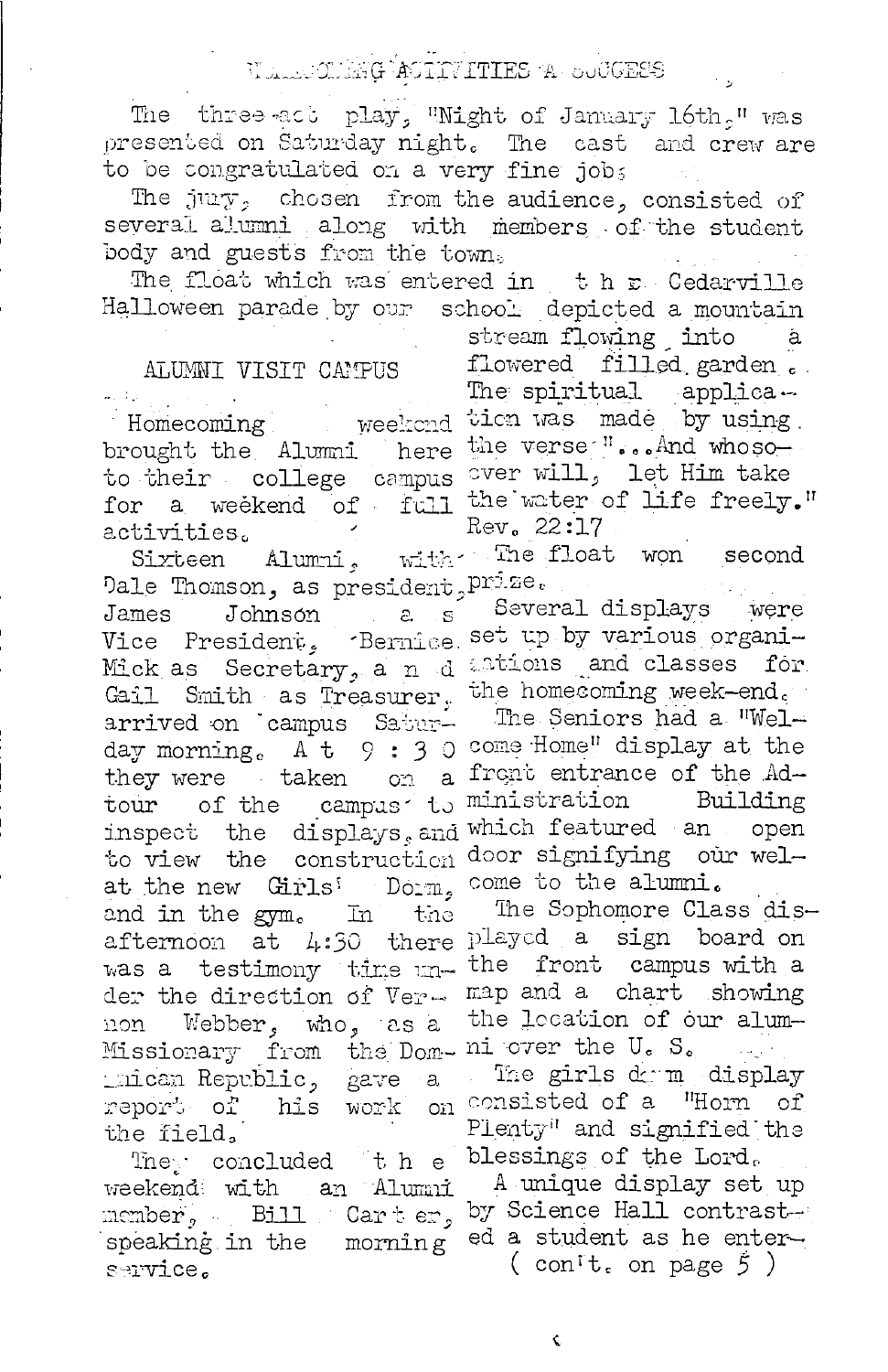## HOMECOMING ACTIVITIES A SUCCESS

The three-act play, "Night of January 16th," was presented on Saturday night. The cast and crew are to be congratulated on a very fine job.

The jury, chosen from the audience, consisted of several alumni along with members of the student body and guests from the town.

The float which was entered in the Cedarville Halloween parade by our school depicted a mountain stream flowing into a flowered filled garden. The spiritual application was made by using the verse "...And whosoever will, let Him take the water of life freely." Rev. 22:17

The float won second prize.

Several displays were set up by various organizations and classes for the homecoming week-end.

The Seniors had a "Welcome Home" display at the front entrance of the Administration Building which featured an open door signifying our welcome to the alumni.

The Sophomore Class displayed a sign board on the front campus with a map and a chart showing the location of our alumni over the U. S.

The girls dorm display consisted of a "Horn of Plenty" and signified the blessings of the Lord.

A unique display set up by Science Hall contrasted a student as he enter-

( con't. on page 5 )

## ALUMNI VISIT CAMPUS

Homecoming weekend brought the Alumni here to their college campus for a weekend of full activities.

Sixteen Alumni, with Dale Thomson, as president, James Johnson as Vice President, Bernice Mick as Secretary, and Gail Smith as Treasurer, arrived on campus Saturday morning. At 9:30 they were taken on a tour of the campus to inspect the displays, and to view the construction at the new Girls' Dorm, and in the gym. In the afternoon at 4:30 there was a testimony time under the direction of Vernon Webber, who, as a Missionary from the Dominican Republic, gave a report of his work on the field.

They concluded the weekend with an Alumni member, Bill Carter, speaking in the morning service.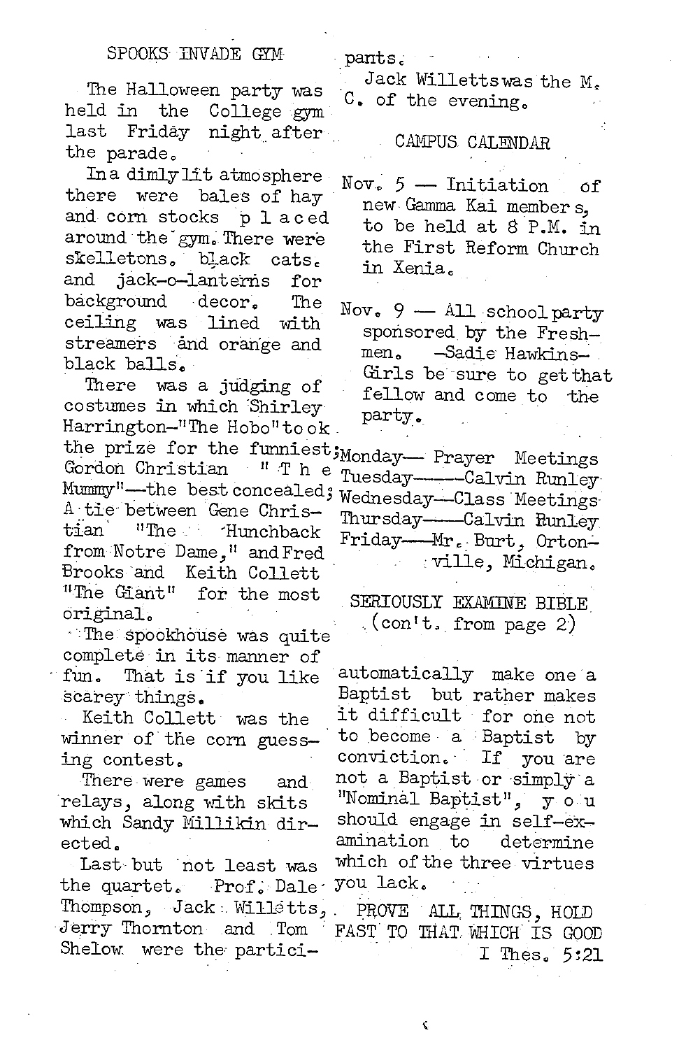## SPOOKS INVADE GYM

The Halloween party was held in the College gym last Friday night after the parade.

In a dimly lit atmosphere there were bales of hay and corn stocks placed around the gym. There were skelletons, black cats, and jack-o-lanterns for background decor. The ceiling was lined with streamers and orange and black balls.

There was a judging of costumes in which Shirley Harrington-"The Hobo" took the prize for the funniest; Gordon Christian "The Mummy"—the best concealed; A tie between Gene Christian "The Hunchback from Notre Dame," and Fred Brooks and Keith Collett "The Giant" for the most original.

The spookhouse was quite complete in its manner of fun. That is if you like scarey things.

Keith Collett was the winner of the corn guessing contest.

There were games and relays, along with skits which Sandy Millikin directed.

Last but not least was the quartet. Prof. Dale Thompson, Jack Willetts, Jerry Thornton and Tom Shelow were the participants.

Jack Willetts was the M. C. of the evening.

## CAMPUS CALENDAR

Nov. 5 — Initiation of new Gamma Kai members, to be held at 8 P.M. in the First Reform Church in Xenia.

Nov. 9 — All school party sponsored by the Freshmen. -Sadie Hawkins- Girls be sure to get that fellow and come to the party.

Monday— Prayer Meetings
Tuesday———Calvin Runley
Wednesday—Class Meetings
Thursday———Calvin Runley
Friday——Mr. Burt, Ortonville, Michigan.

## SERIOUSLY EXAMINE BIBLE
(con't. from page 2)

automatically make one a Baptist but rather makes it difficult for one not to become a Baptist by conviction. If you are not a Baptist or simply a "Nominal Baptist", you should engage in self-examination to determine which of the three virtues you lack.

PROVE ALL THINGS, HOLD FAST TO THAT WHICH IS GOOD
I Thes. 5:21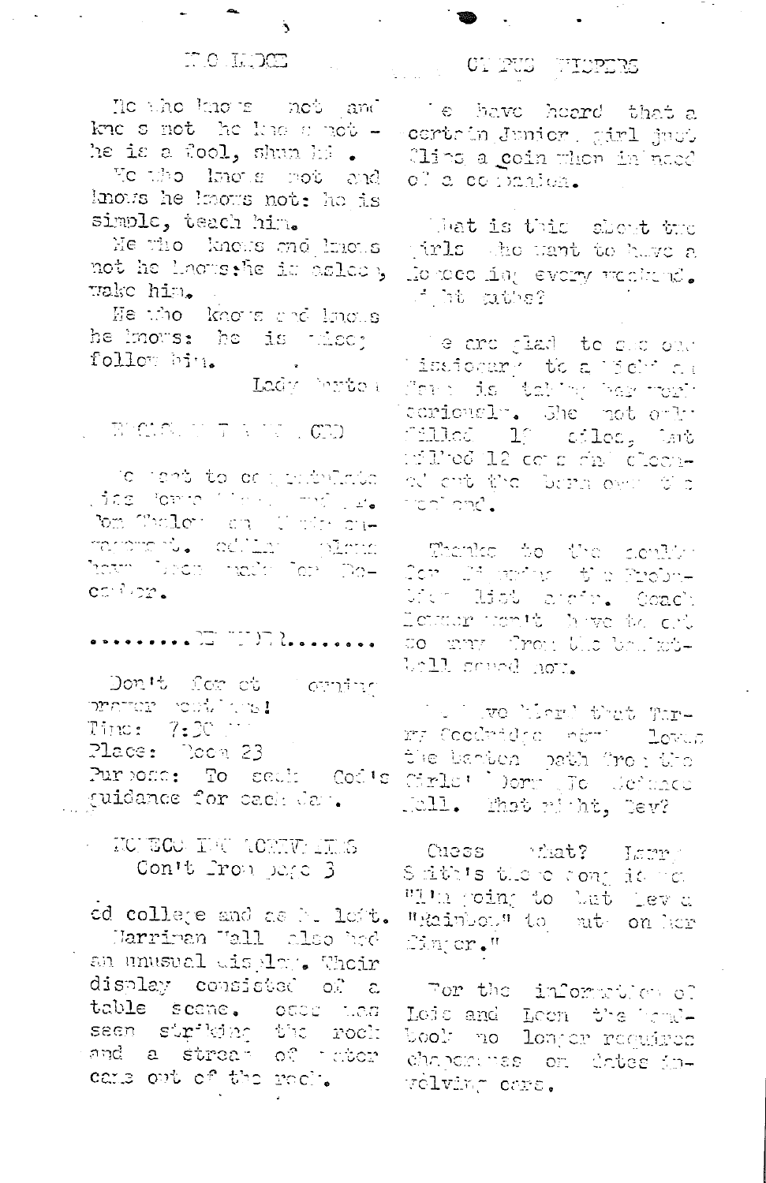## HOLLADGE

He who knows not and knows not he knows not — he is a fool, shun him.

He who knows not and knows he knows not: he is simple, teach him.

He who knows and knows not he knows: he is asleep, wake him.

He who knows and knows he knows: he is wise; follow him.

Lady Burton

## ENGAGEMENT ANNOUNCED

We want to congratulate Miss Norma ... and Mr. Tom Thelen on their engagement. Wedding plans have been made for December.

## ..........DEVOTIONS..........

Don't forget morning prayer meetings!

Time: 7:30 ...

Place: Room 23

Purpose: To seek God's guidance for each day.

## HOMECOMING ACTIVITIES
Con't from page 3

ed college and as he left.

Harriman Hall also had an unusual display. Their display consisted of a table scene. Moses was seen striking the rock and a stream of water came out of the rock.

## CAMPUS WHISPERS

We have heard that a certain Junior girl just flips a coin when in need of a companion.

What is this about the girls who want to have a homecoming every weekend. Right Ruths?

We are glad to see one missionary to a field ... is taking her work seriously. She not only milked 12 cows and cleaned out the barn over the weekend.

Thanks to the faculty for ... the Probation list again. Coach ... won't have to cut so many from the basketball squad now.

We have heard that ... Coolidge ... the beaten path from the Girls' Dorm to Science Hall. What right, Bev?

Guess what? Larry Smith's theme song is "I'm going to put ... a "Rainbow" to put on her finger."

For the information of Lois and Leon the handbook no longer requires chaperones on dates involving cars.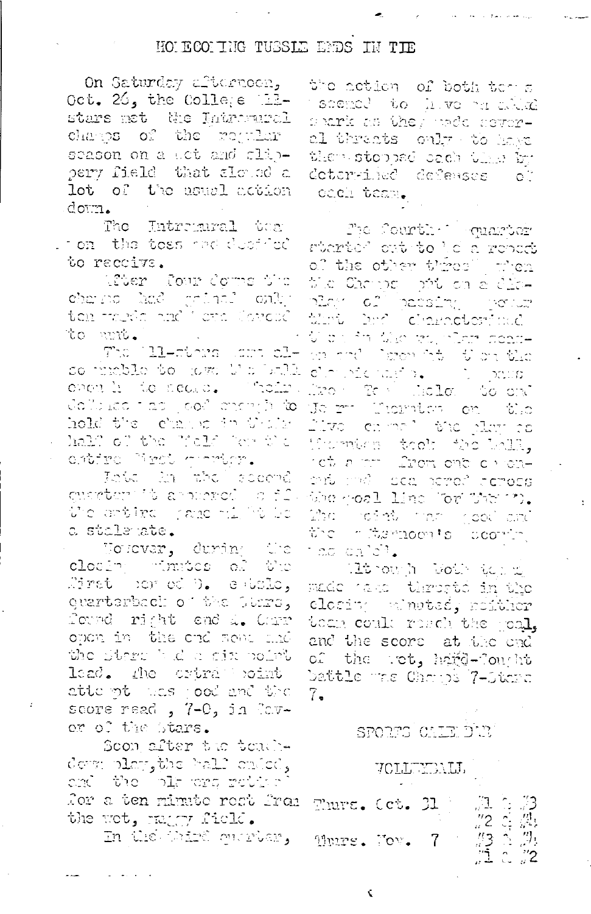## HOMECOMING TUSSLE ENDS IN TIE

On Saturday afternoon, Oct. 26, the College All-stars met the Intramural champs of the regular season on a wet and slippery field that slowed a lot of the usual action down.

The Intramural team won the toss and decided to receive.

After four downs the champs had gained only ten yards and were forced to punt.

The All-stars were also unable to move the ball enough to score. Their defense was good enough to hold the champs in their half of the field for the entire first quarter.

Late in the second quarter it appeared as if the entire game might be a stalemate.

However, during the closing minutes of the first period D. e stale, quarterback of the Stars, found right end A. Carr open in the end zone and the Stars had a six point lead. The extra point attempt was good and the score read , 7-0, in favor of the Stars.

Soon after the touchdown play, the half ended, and the players retired for a ten minute rest from the wet, muggy field.

In the third quarter, the action of both teams seemed to have an added spark as they made several threats only to have them stopped each time by determined defenses of each team.

The fourth quarter started out to be a repeat of the other three when the Champs put on a display of passing power that had characterized them in the regular season and brought them the championship. A pass from Tom Nolan to end Jerry Thornton on the five ended the play as Thornton took the ball, got away from one opponent and scampered across the goal line for the TD. The point was good and the afternoon's scoring was ended.

Although both teams made many threats in the closing minutes, neither team could reach the goal, and the score at the end of the wet, hard-fought battle was Champs 7-Stars 7.

### SPORTS CALENDAR

#### VOLLEYBALL

| | | |
|---|---|---|
| Thurs. Oct. 31 | #1 & #3 | |
| | #2 & #4 | |
| Thurs. Nov. 7 | #3 & #4 | |
| | #1 & #2 | |